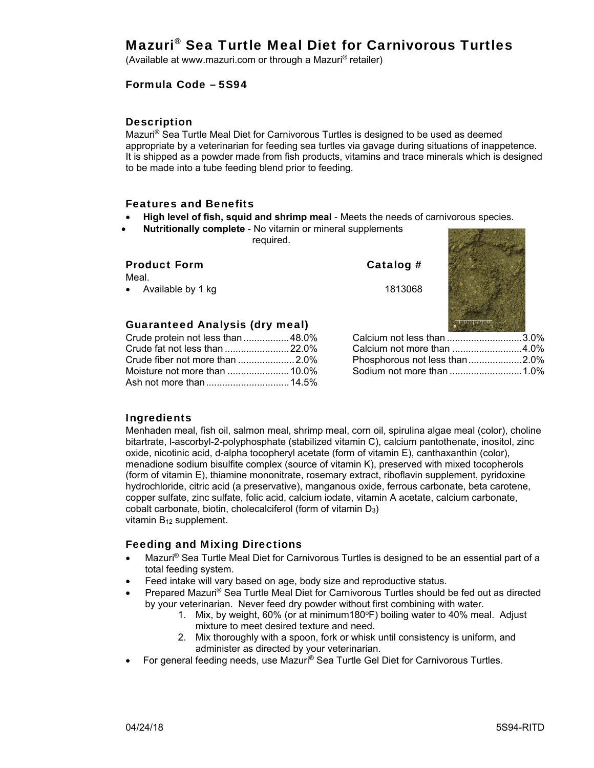# Mazuri® Sea Turtle Meal Diet for Carnivorous Turtles

(Available at www.mazuri.com or through a Mazuri® retailer)

### Formula Code – 5S94

## Description

Mazuri® Sea Turtle Meal Diet for Carnivorous Turtles is designed to be used as deemed appropriate by a veterinarian for feeding sea turtles via gavage during situations of inappetence. It is shipped as a powder made from fish products, vitamins and trace minerals which is designed to be made into a tube feeding blend prior to feeding.

## Features and Benefits

- **High level of fish, squid and shrimp meal** - Meets the needs of carnivorous species.
- **Nutritionally complete** - No vitamin or mineral supplements required.

## Product Form

| Product Form | Catalog # |
|---|---|
| Meal. | |
| • Available by 1 kg | 1813068 |

## Guaranteed Analysis (dry meal)

| | |
|---|---|
| Crude protein not less than | 48.0% |
| Crude fat not less than | 22.0% |
| Crude fiber not more than | 2.0% |
| Moisture not more than | 10.0% |
| Ash not more than | 14.5% |
| Calcium not less than | 3.0% |
| Calcium not more than | 4.0% |
| Phosphorous not less than | 2.0% |
| Sodium not more than | 1.0% |

## Ingredients

Menhaden meal, fish oil, salmon meal, shrimp meal, corn oil, spirulina algae meal (color), choline bitartrate, l-ascorbyl-2-polyphosphate (stabilized vitamin C), calcium pantothenate, inositol, zinc oxide, nicotinic acid, d-alpha tocopheryl acetate (form of vitamin E), canthaxanthin (color), menadione sodium bisulfite complex (source of vitamin K), preserved with mixed tocopherols (form of vitamin E), thiamine mononitrate, rosemary extract, riboflavin supplement, pyridoxine hydrochloride, citric acid (a preservative), manganous oxide, ferrous carbonate, beta carotene, copper sulfate, zinc sulfate, folic acid, calcium iodate, vitamin A acetate, calcium carbonate, cobalt carbonate, biotin, cholecalciferol (form of vitamin $D_3$) vitamin $B_{12}$ supplement.

## Feeding and Mixing Directions

- Mazuri® Sea Turtle Meal Diet for Carnivorous Turtles is designed to be an essential part of a total feeding system.
- Feed intake will vary based on age, body size and reproductive status.
- Prepared Mazuri® Sea Turtle Meal Diet for Carnivorous Turtles should be fed out as directed by your veterinarian. Never feed dry powder without first combining with water.
  1. Mix, by weight, 60% (or at minimum180°F) boiling water to 40% meal. Adjust mixture to meet desired texture and need.
  2. Mix thoroughly with a spoon, fork or whisk until consistency is uniform, and administer as directed by your veterinarian.
- For general feeding needs, use Mazuri® Sea Turtle Gel Diet for Carnivorous Turtles.

04/24/18 5S94-RITD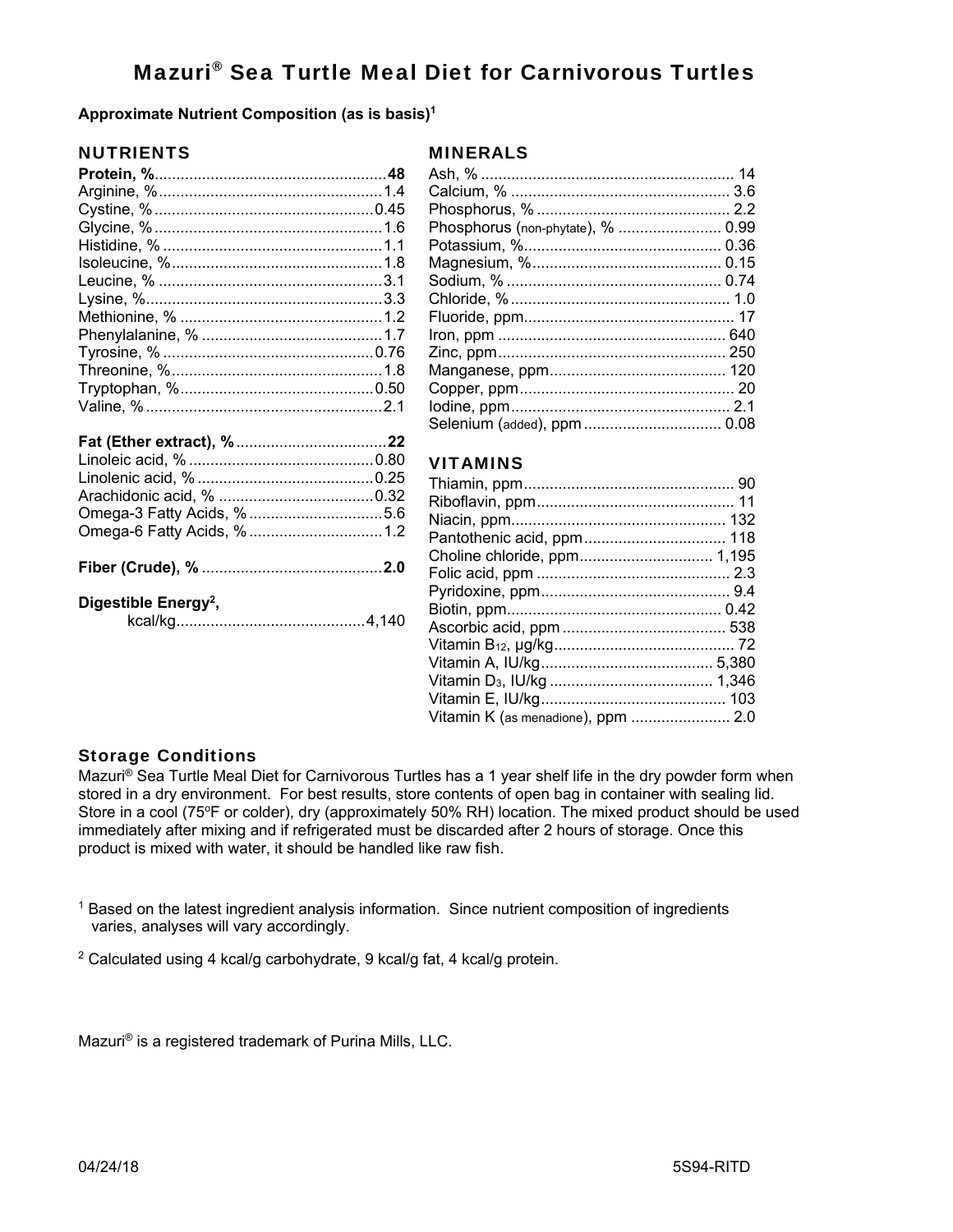# Mazuri® Sea Turtle Meal Diet for Carnivorous Turtles

**Approximate Nutrient Composition (as is basis)[1]**

## NUTRIENTS

| | |
|---|---|
| **Protein, %** | **48** |
| Arginine, % | 1.4 |
| Cystine, % | 0.45 |
| Glycine, % | 1.6 |
| Histidine, % | 1.1 |
| Isoleucine, % | 1.8 |
| Leucine, % | 3.1 |
| Lysine, % | 3.3 |
| Methionine, % | 1.2 |
| Phenylalanine, % | 1.7 |
| Tyrosine, % | 0.76 |
| Threonine, % | 1.8 |
| Tryptophan, % | 0.50 |
| Valine, % | 2.1 |
| **Fat (Ether extract), %** | **22** |
| Linoleic acid, % | 0.80 |
| Linolenic acid, % | 0.25 |
| Arachidonic acid, % | 0.32 |
| Omega-3 Fatty Acids, % | 5.6 |
| Omega-6 Fatty Acids, % | 1.2 |
| **Fiber (Crude), %** | **2.0** |
| **Digestible Energy[2],** kcal/kg | 4,140 |

## MINERALS

| | |
|---|---|
| Ash, % | 14 |
| Calcium, % | 3.6 |
| Phosphorus, % | 2.2 |
| Phosphorus (non-phytate), % | 0.99 |
| Potassium, % | 0.36 |
| Magnesium, % | 0.15 |
| Sodium, % | 0.74 |
| Chloride, % | 1.0 |
| Fluoride, ppm | 17 |
| Iron, ppm | 640 |
| Zinc, ppm | 250 |
| Manganese, ppm | 120 |
| Copper, ppm | 20 |
| Iodine, ppm | 2.1 |
| Selenium (added), ppm | 0.08 |

## VITAMINS

| | |
|---|---|
| Thiamin, ppm | 90 |
| Riboflavin, ppm | 11 |
| Niacin, ppm | 132 |
| Pantothenic acid, ppm | 118 |
| Choline chloride, ppm | 1,195 |
| Folic acid, ppm | 2.3 |
| Pyridoxine, ppm | 9.4 |
| Biotin, ppm | 0.42 |
| Ascorbic acid, ppm | 538 |
| Vitamin $B_{12}$, µg/kg | 72 |
| Vitamin A, IU/kg | 5,380 |
| Vitamin $D_3$, IU/kg | 1,346 |
| Vitamin E, IU/kg | 103 |
| Vitamin K (as menadione), ppm | 2.0 |

## Storage Conditions

Mazuri® Sea Turtle Meal Diet for Carnivorous Turtles has a 1 year shelf life in the dry powder form when stored in a dry environment. For best results, store contents of open bag in container with sealing lid. Store in a cool (75ºF or colder), dry (approximately 50% RH) location. The mixed product should be used immediately after mixing and if refrigerated must be discarded after 2 hours of storage. Once this product is mixed with water, it should be handled like raw fish.

[1] Based on the latest ingredient analysis information. Since nutrient composition of ingredients varies, analyses will vary accordingly.

[2] Calculated using 4 kcal/g carbohydrate, 9 kcal/g fat, 4 kcal/g protein.

Mazuri® is a registered trademark of Purina Mills, LLC.

04/24/18 5S94-RITD